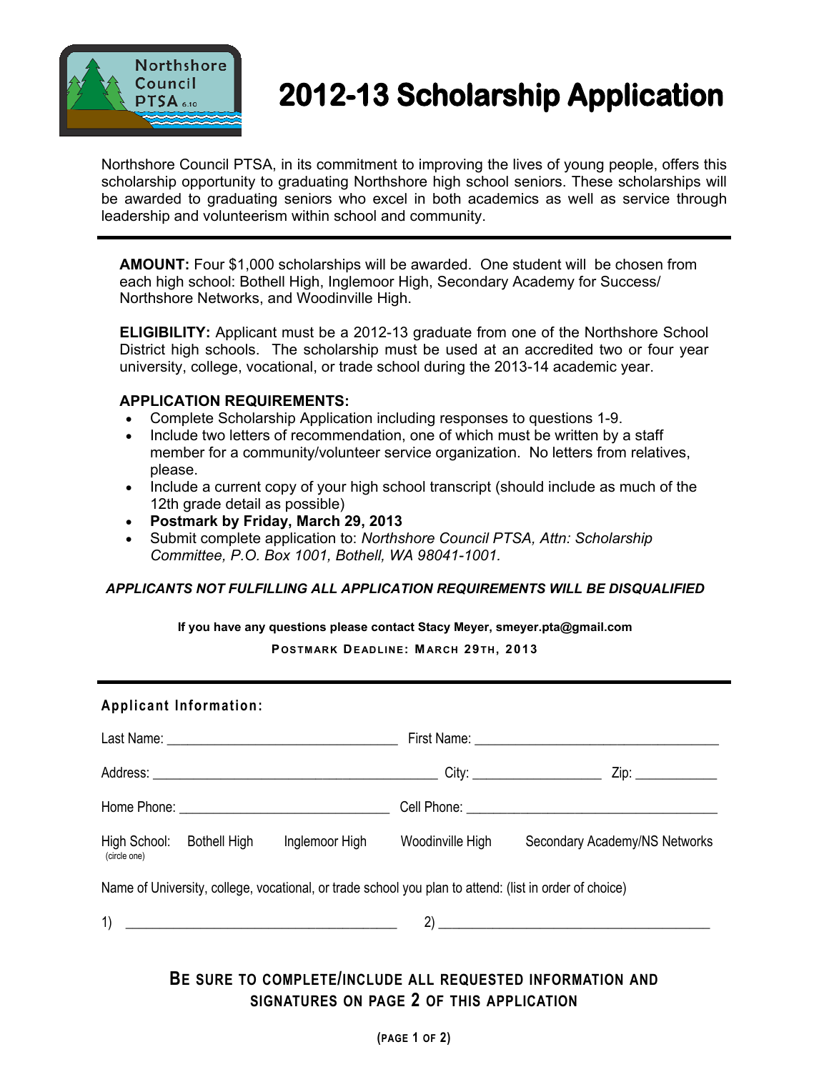# 2012-13 Scholarship Application

Northshore Council PTSA, in its commitment to improving the lives of young people, offers this scholarship opportunity to graduating Northshore high school seniors. These scholarships will be awarded to graduating seniors who excel in both academics as well as service through leadership and volunteerism within school and community.

---

**AMOUNT:** Four $1,000 scholarships will be awarded. One student will be chosen from each high school: Bothell High, Inglemoor High, Secondary Academy for Success/ Northshore Networks, and Woodinville High.

**ELIGIBILITY:** Applicant must be a 2012-13 graduate from one of the Northshore School District high schools. The scholarship must be used at an accredited two or four year university, college, vocational, or trade school during the 2013-14 academic year.

**APPLICATION REQUIREMENTS:**

- Complete Scholarship Application including responses to questions 1-9.
- Include two letters of recommendation, one of which must be written by a staff member for a community/volunteer service organization. No letters from relatives, please.
- Include a current copy of your high school transcript (should include as much of the 12th grade detail as possible)
- **Postmark by Friday, March 29, 2013**
- Submit complete application to: *Northshore Council PTSA, Attn: Scholarship Committee, P.O. Box 1001, Bothell, WA 98041-1001.*

***APPLICANTS NOT FULFILLING ALL APPLICATION REQUIREMENTS WILL BE DISQUALIFIED***

**If you have any questions please contact Stacy Meyer, smeyer.pta@gmail.com**

**POSTMARK DEADLINE: MARCH 29TH, 2013**

---

**Applicant Information:**

Last Name: ______________________________ First Name: ______________________________

Address: ______________________________________ City: __________________ Zip: ____________

Home Phone: ______________________________ Cell Phone: ______________________________

High School: (circle one) Bothell High Inglemoor High Woodinville High Secondary Academy/NS Networks

Name of University, college, vocational, or trade school you plan to attend: (list in order of choice)

1) ____________________________________ 2) ____________________________________

**BE SURE TO COMPLETE/INCLUDE ALL REQUESTED INFORMATION AND SIGNATURES ON PAGE 2 OF THIS APPLICATION**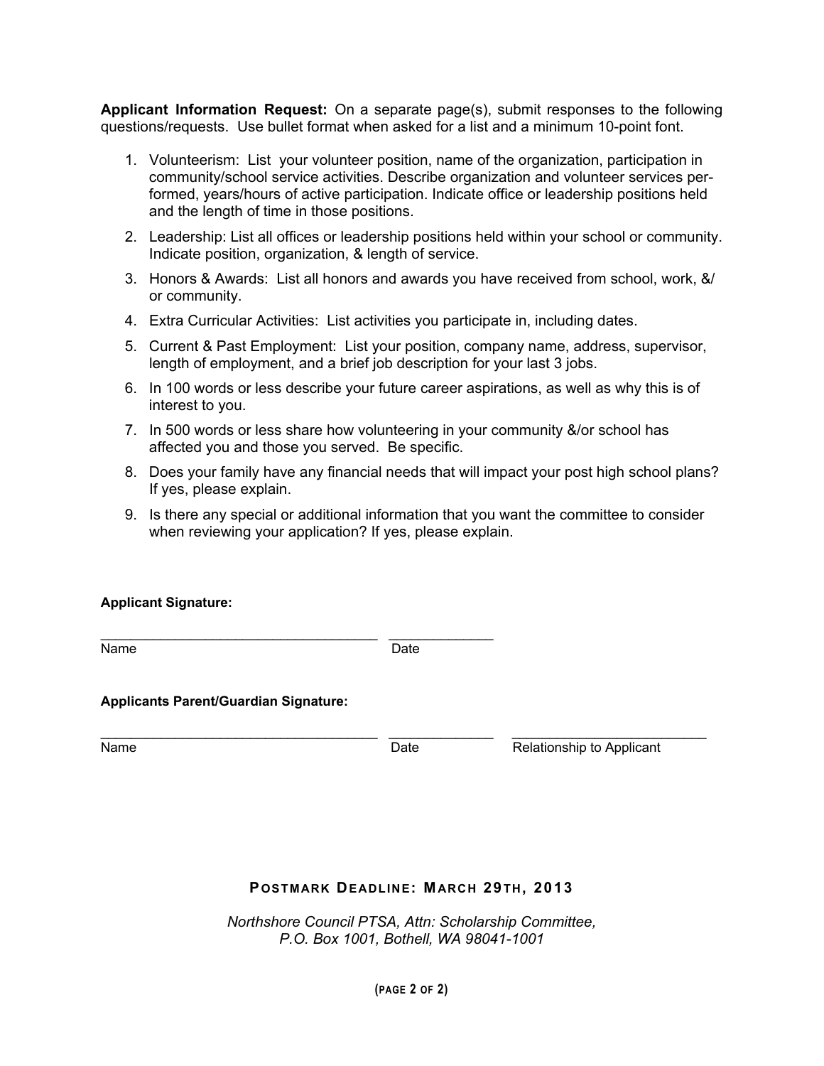**Applicant Information Request:** On a separate page(s), submit responses to the following questions/requests. Use bullet format when asked for a list and a minimum 10-point font.

1. Volunteerism: List your volunteer position, name of the organization, participation in community/school service activities. Describe organization and volunteer services performed, years/hours of active participation. Indicate office or leadership positions held and the length of time in those positions.
2. Leadership: List all offices or leadership positions held within your school or community. Indicate position, organization, & length of service.
3. Honors & Awards: List all honors and awards you have received from school, work, &/ or community.
4. Extra Curricular Activities: List activities you participate in, including dates.
5. Current & Past Employment: List your position, company name, address, supervisor, length of employment, and a brief job description for your last 3 jobs.
6. In 100 words or less describe your future career aspirations, as well as why this is of interest to you.
7. In 500 words or less share how volunteering in your community &/or school has affected you and those you served. Be specific.
8. Does your family have any financial needs that will impact your post high school plans? If yes, please explain.
9. Is there any special or additional information that you want the committee to consider when reviewing your application? If yes, please explain.

**Applicant Signature:**

\_\_\_\_\_\_\_\_\_\_\_\_\_\_\_\_\_\_\_\_\_\_\_\_\_\_\_\_\_\_\_\_\_\_\_\_ \_\_\_\_\_\_\_\_\_\_\_\_\_\_
Name Date

**Applicants Parent/Guardian Signature:**

\_\_\_\_\_\_\_\_\_\_\_\_\_\_\_\_\_\_\_\_\_\_\_\_\_\_\_\_\_\_\_\_\_\_\_\_ \_\_\_\_\_\_\_\_\_\_\_\_\_\_ \_\_\_\_\_\_\_\_\_\_\_\_\_\_\_\_\_\_\_\_\_\_\_\_\_
Name Date Relationship to Applicant

**POSTMARK DEADLINE: MARCH 29TH, 2013**

*Northshore Council PTSA, Attn: Scholarship Committee,*
*P.O. Box 1001, Bothell, WA 98041-1001*